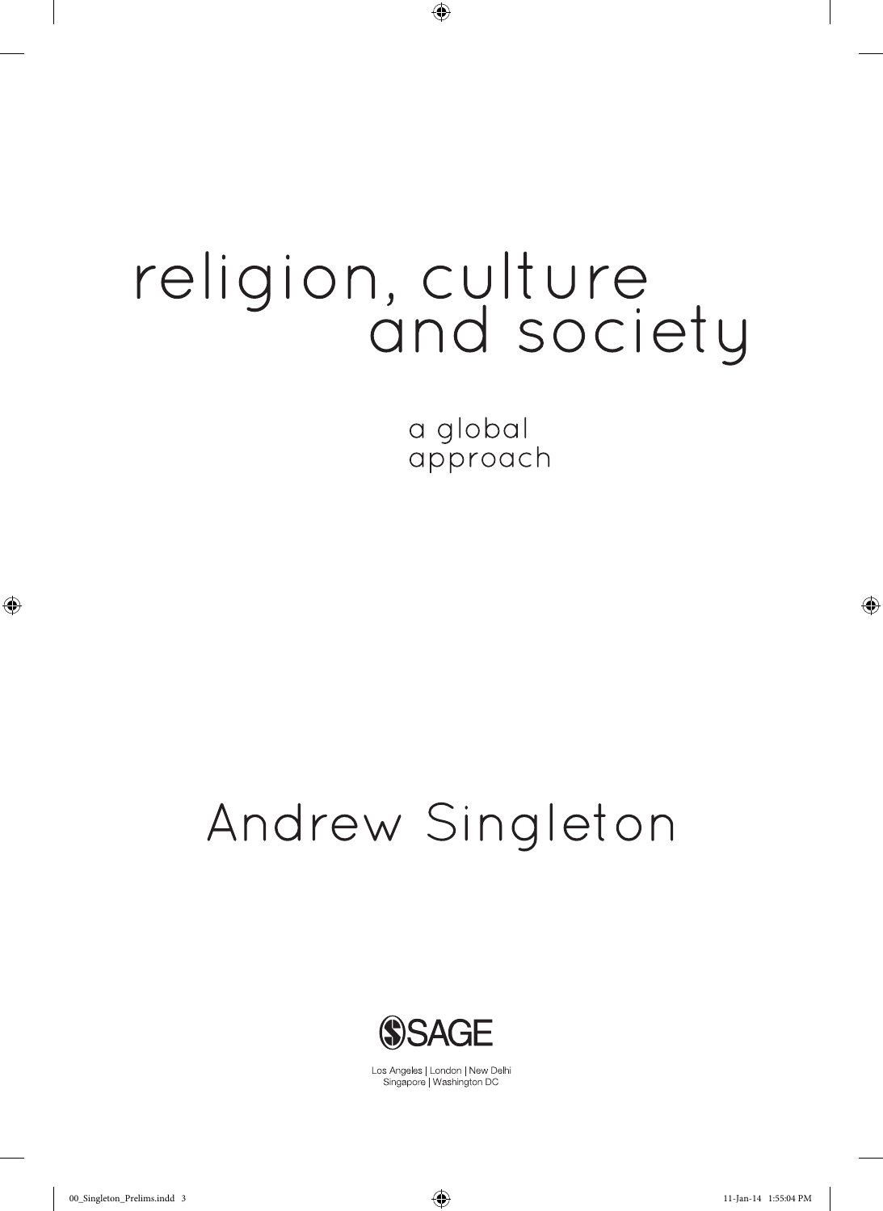# religion, culture and society

## a global approach

Andrew Singleton

SAGE

Los Angeles | London | New Delhi
Singapore | Washington DC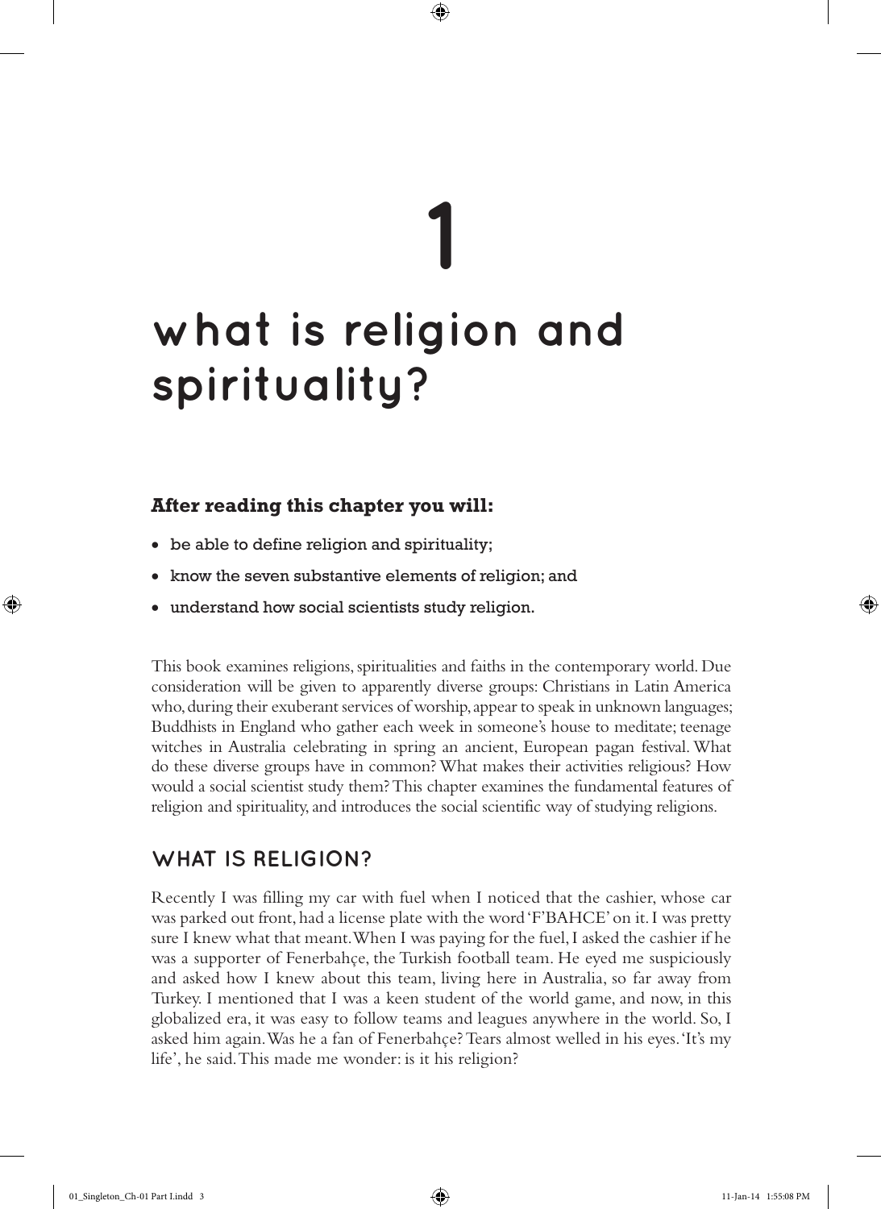# 1

# what is religion and spirituality?

**After reading this chapter you will:**

- be able to define religion and spirituality;
- know the seven substantive elements of religion; and
- understand how social scientists study religion.

This book examines religions, spiritualities and faiths in the contemporary world. Due consideration will be given to apparently diverse groups: Christians in Latin America who, during their exuberant services of worship, appear to speak in unknown languages; Buddhists in England who gather each week in someone's house to meditate; teenage witches in Australia celebrating in spring an ancient, European pagan festival. What do these diverse groups have in common? What makes their activities religious? How would a social scientist study them? This chapter examines the fundamental features of religion and spirituality, and introduces the social scientific way of studying religions.

## WHAT IS RELIGION?

Recently I was filling my car with fuel when I noticed that the cashier, whose car was parked out front, had a license plate with the word 'F'BAHCE' on it. I was pretty sure I knew what that meant. When I was paying for the fuel, I asked the cashier if he was a supporter of Fenerbahçe, the Turkish football team. He eyed me suspiciously and asked how I knew about this team, living here in Australia, so far away from Turkey. I mentioned that I was a keen student of the world game, and now, in this globalized era, it was easy to follow teams and leagues anywhere in the world. So, I asked him again. Was he a fan of Fenerbahçe? Tears almost welled in his eyes. 'It's my life', he said. This made me wonder: is it his religion?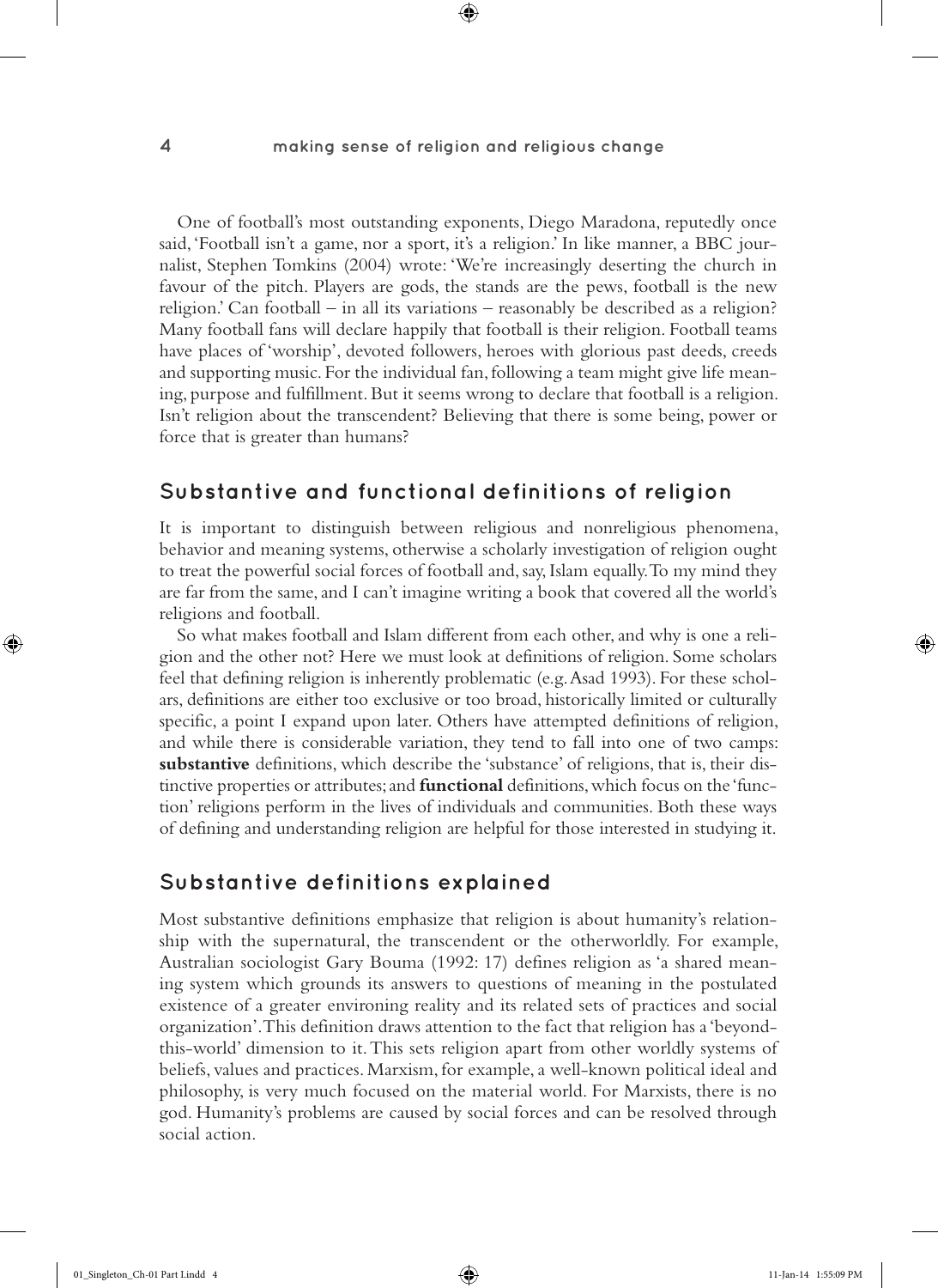One of football's most outstanding exponents, Diego Maradona, reputedly once said, 'Football isn't a game, nor a sport, it's a religion.' In like manner, a BBC journalist, Stephen Tomkins (2004) wrote: 'We're increasingly deserting the church in favour of the pitch. Players are gods, the stands are the pews, football is the new religion.' Can football – in all its variations – reasonably be described as a religion? Many football fans will declare happily that football is their religion. Football teams have places of 'worship', devoted followers, heroes with glorious past deeds, creeds and supporting music. For the individual fan, following a team might give life meaning, purpose and fulfillment. But it seems wrong to declare that football is a religion. Isn't religion about the transcendent? Believing that there is some being, power or force that is greater than humans?

## Substantive and functional definitions of religion

It is important to distinguish between religious and nonreligious phenomena, behavior and meaning systems, otherwise a scholarly investigation of religion ought to treat the powerful social forces of football and, say, Islam equally. To my mind they are far from the same, and I can't imagine writing a book that covered all the world's religions and football.

So what makes football and Islam different from each other, and why is one a religion and the other not? Here we must look at definitions of religion. Some scholars feel that defining religion is inherently problematic (e.g. Asad 1993). For these scholars, definitions are either too exclusive or too broad, historically limited or culturally specific, a point I expand upon later. Others have attempted definitions of religion, and while there is considerable variation, they tend to fall into one of two camps: **substantive** definitions, which describe the 'substance' of religions, that is, their distinctive properties or attributes; and **functional** definitions, which focus on the 'function' religions perform in the lives of individuals and communities. Both these ways of defining and understanding religion are helpful for those interested in studying it.

## Substantive definitions explained

Most substantive definitions emphasize that religion is about humanity's relationship with the supernatural, the transcendent or the otherworldly. For example, Australian sociologist Gary Bouma (1992: 17) defines religion as 'a shared meaning system which grounds its answers to questions of meaning in the postulated existence of a greater environing reality and its related sets of practices and social organization'. This definition draws attention to the fact that religion has a 'beyond-this-world' dimension to it. This sets religion apart from other worldly systems of beliefs, values and practices. Marxism, for example, a well-known political ideal and philosophy, is very much focused on the material world. For Marxists, there is no god. Humanity's problems are caused by social forces and can be resolved through social action.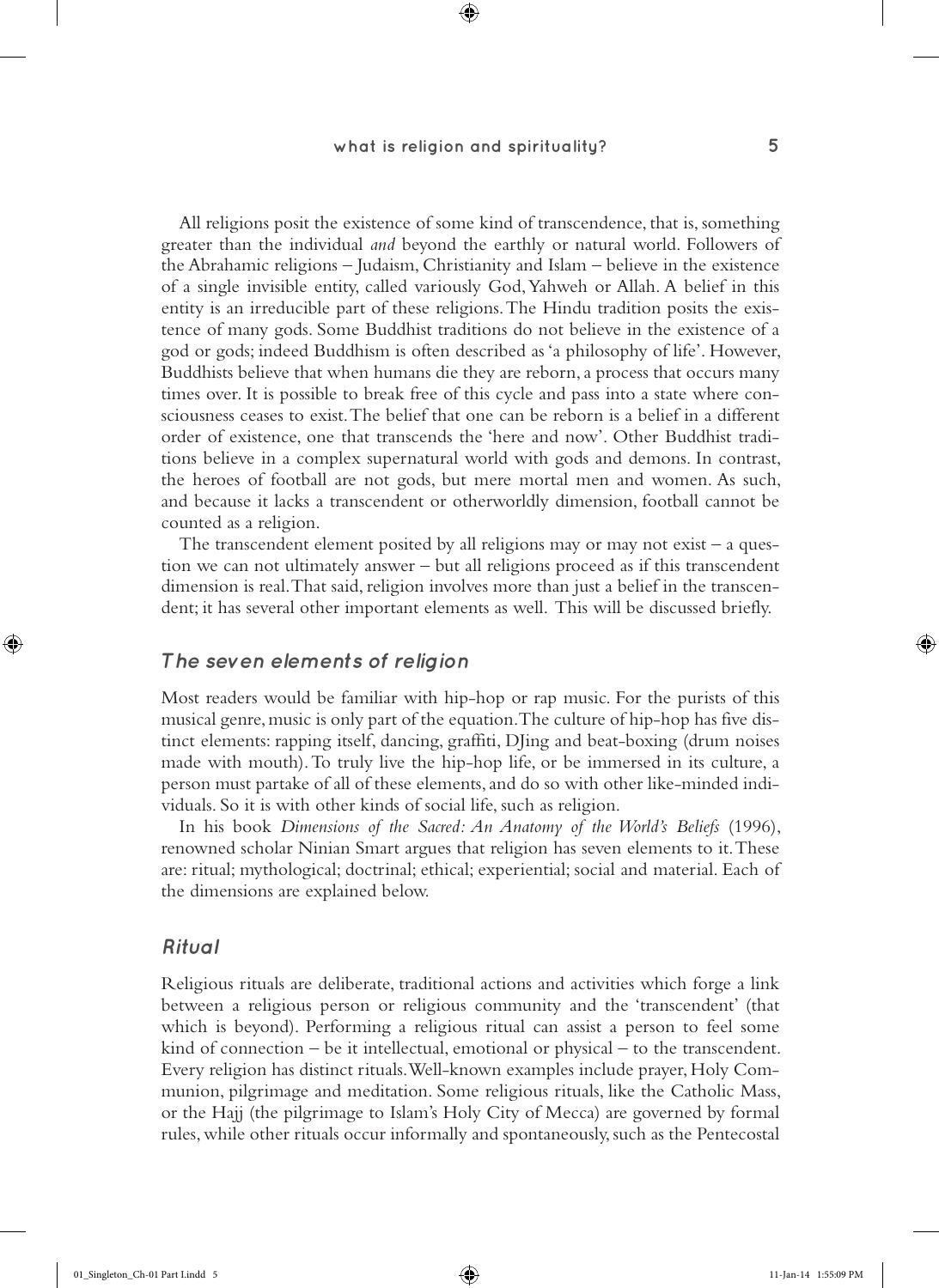All religions posit the existence of some kind of transcendence, that is, something greater than the individual *and* beyond the earthly or natural world. Followers of the Abrahamic religions – Judaism, Christianity and Islam – believe in the existence of a single invisible entity, called variously God, Yahweh or Allah. A belief in this entity is an irreducible part of these religions. The Hindu tradition posits the existence of many gods. Some Buddhist traditions do not believe in the existence of a god or gods; indeed Buddhism is often described as 'a philosophy of life'. However, Buddhists believe that when humans die they are reborn, a process that occurs many times over. It is possible to break free of this cycle and pass into a state where consciousness ceases to exist. The belief that one can be reborn is a belief in a different order of existence, one that transcends the 'here and now'. Other Buddhist traditions believe in a complex supernatural world with gods and demons. In contrast, the heroes of football are not gods, but mere mortal men and women. As such, and because it lacks a transcendent or otherworldly dimension, football cannot be counted as a religion.

The transcendent element posited by all religions may or may not exist – a question we can not ultimately answer – but all religions proceed as if this transcendent dimension is real. That said, religion involves more than just a belief in the transcendent; it has several other important elements as well. This will be discussed briefly.

## The seven elements of religion

Most readers would be familiar with hip-hop or rap music. For the purists of this musical genre, music is only part of the equation. The culture of hip-hop has five distinct elements: rapping itself, dancing, graffiti, DJing and beat-boxing (drum noises made with mouth). To truly live the hip-hop life, or be immersed in its culture, a person must partake of all of these elements, and do so with other like-minded individuals. So it is with other kinds of social life, such as religion.

In his book *Dimensions of the Sacred: An Anatomy of the World's Beliefs* (1996), renowned scholar Ninian Smart argues that religion has seven elements to it. These are: ritual; mythological; doctrinal; ethical; experiential; social and material. Each of the dimensions are explained below.

### Ritual

Religious rituals are deliberate, traditional actions and activities which forge a link between a religious person or religious community and the 'transcendent' (that which is beyond). Performing a religious ritual can assist a person to feel some kind of connection – be it intellectual, emotional or physical – to the transcendent. Every religion has distinct rituals. Well-known examples include prayer, Holy Communion, pilgrimage and meditation. Some religious rituals, like the Catholic Mass, or the Hajj (the pilgrimage to Islam's Holy City of Mecca) are governed by formal rules, while other rituals occur informally and spontaneously, such as the Pentecostal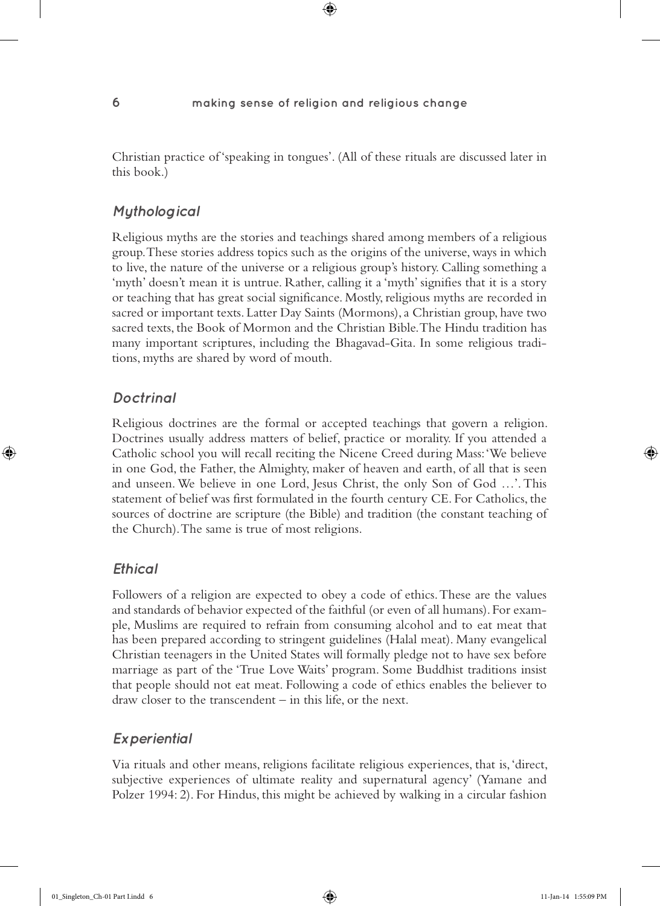Christian practice of 'speaking in tongues'. (All of these rituals are discussed later in this book.)

### *Mythological*

Religious myths are the stories and teachings shared among members of a religious group. These stories address topics such as the origins of the universe, ways in which to live, the nature of the universe or a religious group's history. Calling something a 'myth' doesn't mean it is untrue. Rather, calling it a 'myth' signifies that it is a story or teaching that has great social significance. Mostly, religious myths are recorded in sacred or important texts. Latter Day Saints (Mormons), a Christian group, have two sacred texts, the Book of Mormon and the Christian Bible. The Hindu tradition has many important scriptures, including the Bhagavad-Gita. In some religious traditions, myths are shared by word of mouth.

### *Doctrinal*

Religious doctrines are the formal or accepted teachings that govern a religion. Doctrines usually address matters of belief, practice or morality. If you attended a Catholic school you will recall reciting the Nicene Creed during Mass: 'We believe in one God, the Father, the Almighty, maker of heaven and earth, of all that is seen and unseen. We believe in one Lord, Jesus Christ, the only Son of God …'. This statement of belief was first formulated in the fourth century CE. For Catholics, the sources of doctrine are scripture (the Bible) and tradition (the constant teaching of the Church). The same is true of most religions.

### *Ethical*

Followers of a religion are expected to obey a code of ethics. These are the values and standards of behavior expected of the faithful (or even of all humans). For example, Muslims are required to refrain from consuming alcohol and to eat meat that has been prepared according to stringent guidelines (Halal meat). Many evangelical Christian teenagers in the United States will formally pledge not to have sex before marriage as part of the 'True Love Waits' program. Some Buddhist traditions insist that people should not eat meat. Following a code of ethics enables the believer to draw closer to the transcendent – in this life, or the next.

### *Experiential*

Via rituals and other means, religions facilitate religious experiences, that is, 'direct, subjective experiences of ultimate reality and supernatural agency' (Yamane and Polzer 1994: 2). For Hindus, this might be achieved by walking in a circular fashion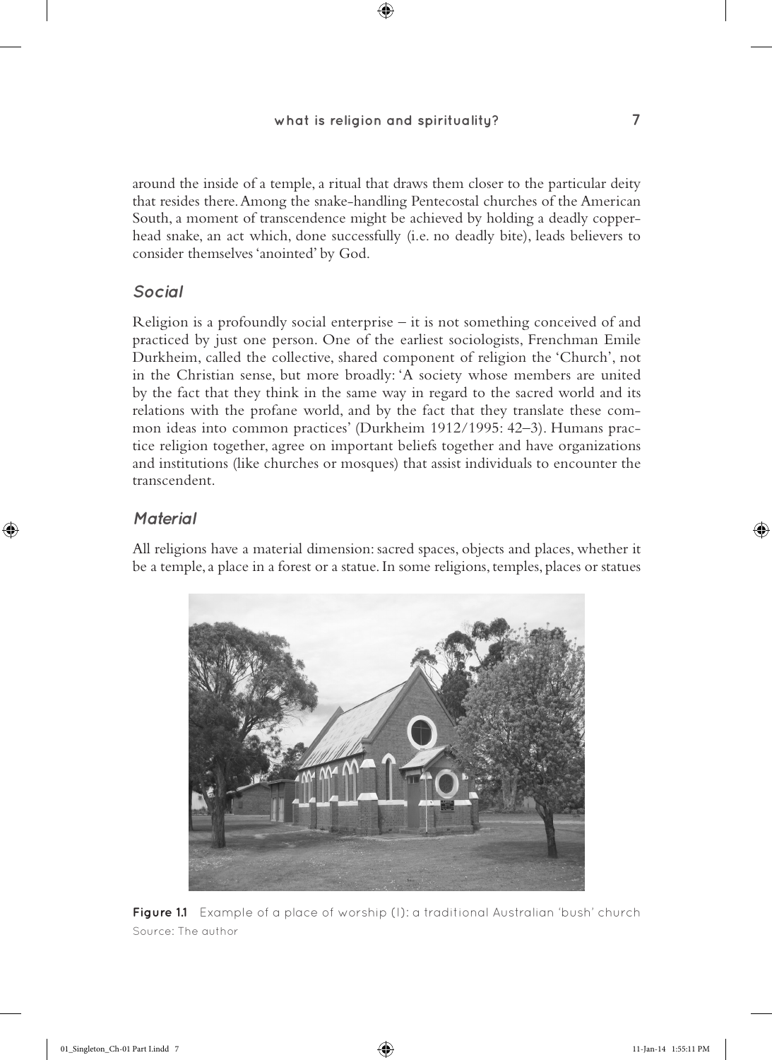around the inside of a temple, a ritual that draws them closer to the particular deity that resides there. Among the snake-handling Pentecostal churches of the American South, a moment of transcendence might be achieved by holding a deadly copperhead snake, an act which, done successfully (i.e. no deadly bite), leads believers to consider themselves 'anointed' by God.

### *Social*

Religion is a profoundly social enterprise – it is not something conceived of and practiced by just one person. One of the earliest sociologists, Frenchman Emile Durkheim, called the collective, shared component of religion the 'Church', not in the Christian sense, but more broadly: 'A society whose members are united by the fact that they think in the same way in regard to the sacred world and its relations with the profane world, and by the fact that they translate these common ideas into common practices' (Durkheim 1912/1995: 42–3). Humans practice religion together, agree on important beliefs together and have organizations and institutions (like churches or mosques) that assist individuals to encounter the transcendent.

### *Material*

All religions have a material dimension: sacred spaces, objects and places, whether it be a temple, a place in a forest or a statue. In some religions, temples, places or statues

**Figure 1.1** Example of a place of worship (I): a traditional Australian 'bush' church
Source: The author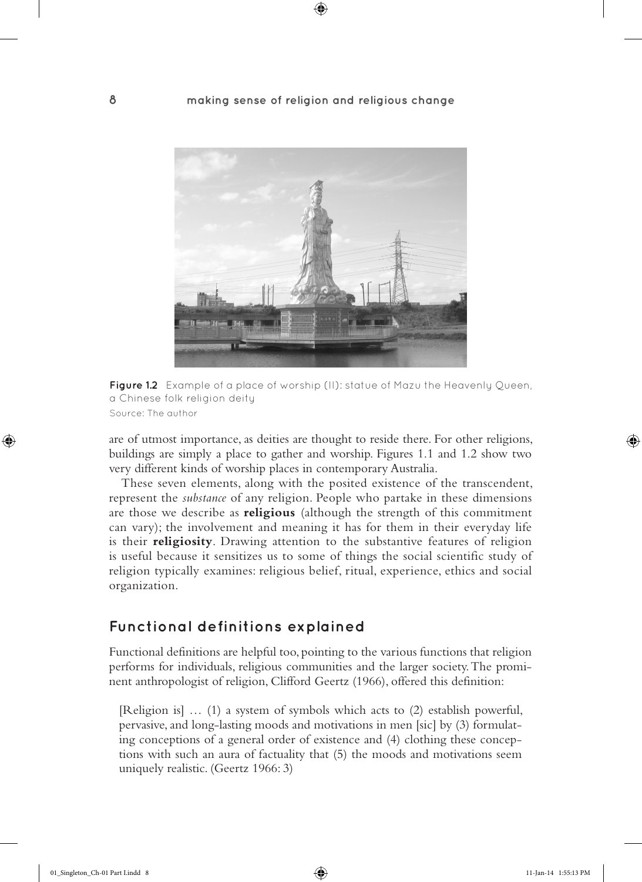Figure 1.2 Example of a place of worship (II): statue of Mazu the Heavenly Queen, a Chinese folk religion deity
Source: The author

are of utmost importance, as deities are thought to reside there. For other religions, buildings are simply a place to gather and worship. Figures 1.1 and 1.2 show two very different kinds of worship places in contemporary Australia.

These seven elements, along with the posited existence of the transcendent, represent the *substance* of any religion. People who partake in these dimensions are those we describe as **religious** (although the strength of this commitment can vary); the involvement and meaning it has for them in their everyday life is their **religiosity**. Drawing attention to the substantive features of religion is useful because it sensitizes us to some of things the social scientific study of religion typically examines: religious belief, ritual, experience, ethics and social organization.

## Functional definitions explained

Functional definitions are helpful too, pointing to the various functions that religion performs for individuals, religious communities and the larger society. The prominent anthropologist of religion, Clifford Geertz (1966), offered this definition:

> [Religion is] … (1) a system of symbols which acts to (2) establish powerful, pervasive, and long-lasting moods and motivations in men [sic] by (3) formulating conceptions of a general order of existence and (4) clothing these conceptions with such an aura of factuality that (5) the moods and motivations seem uniquely realistic. (Geertz 1966: 3)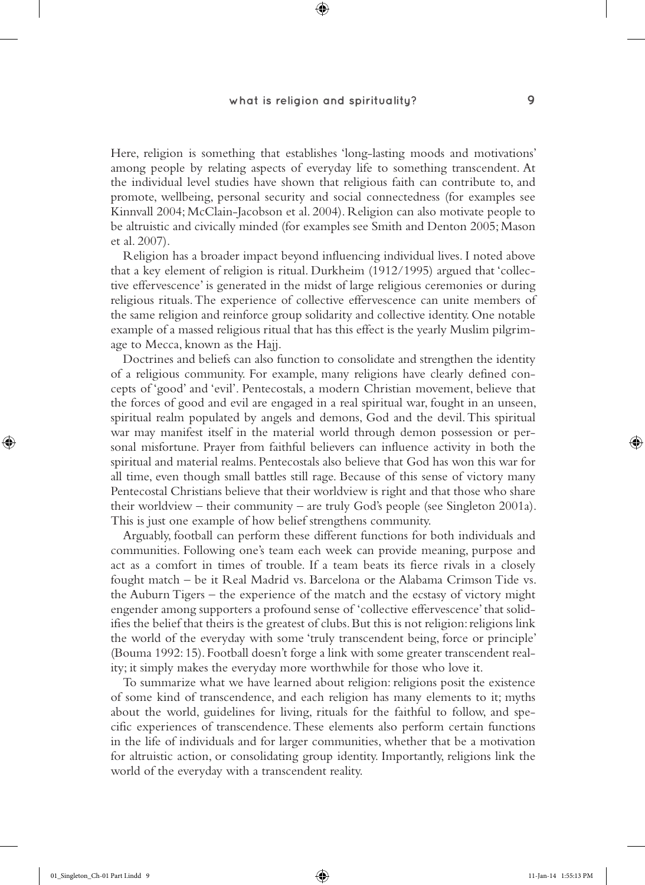Here, religion is something that establishes 'long-lasting moods and motivations' among people by relating aspects of everyday life to something transcendent. At the individual level studies have shown that religious faith can contribute to, and promote, wellbeing, personal security and social connectedness (for examples see Kinnvall 2004; McClain-Jacobson et al. 2004). Religion can also motivate people to be altruistic and civically minded (for examples see Smith and Denton 2005; Mason et al. 2007).

Religion has a broader impact beyond influencing individual lives. I noted above that a key element of religion is ritual. Durkheim (1912/1995) argued that 'collective effervescence' is generated in the midst of large religious ceremonies or during religious rituals. The experience of collective effervescence can unite members of the same religion and reinforce group solidarity and collective identity. One notable example of a massed religious ritual that has this effect is the yearly Muslim pilgrimage to Mecca, known as the Hajj.

Doctrines and beliefs can also function to consolidate and strengthen the identity of a religious community. For example, many religions have clearly defined concepts of 'good' and 'evil'. Pentecostals, a modern Christian movement, believe that the forces of good and evil are engaged in a real spiritual war, fought in an unseen, spiritual realm populated by angels and demons, God and the devil. This spiritual war may manifest itself in the material world through demon possession or personal misfortune. Prayer from faithful believers can influence activity in both the spiritual and material realms. Pentecostals also believe that God has won this war for all time, even though small battles still rage. Because of this sense of victory many Pentecostal Christians believe that their worldview is right and that those who share their worldview – their community – are truly God's people (see Singleton 2001a). This is just one example of how belief strengthens community.

Arguably, football can perform these different functions for both individuals and communities. Following one's team each week can provide meaning, purpose and act as a comfort in times of trouble. If a team beats its fierce rivals in a closely fought match – be it Real Madrid vs. Barcelona or the Alabama Crimson Tide vs. the Auburn Tigers – the experience of the match and the ecstasy of victory might engender among supporters a profound sense of 'collective effervescence' that solidifies the belief that theirs is the greatest of clubs. But this is not religion: religions link the world of the everyday with some 'truly transcendent being, force or principle' (Bouma 1992: 15). Football doesn't forge a link with some greater transcendent reality; it simply makes the everyday more worthwhile for those who love it.

To summarize what we have learned about religion: religions posit the existence of some kind of transcendence, and each religion has many elements to it; myths about the world, guidelines for living, rituals for the faithful to follow, and specific experiences of transcendence. These elements also perform certain functions in the life of individuals and for larger communities, whether that be a motivation for altruistic action, or consolidating group identity. Importantly, religions link the world of the everyday with a transcendent reality.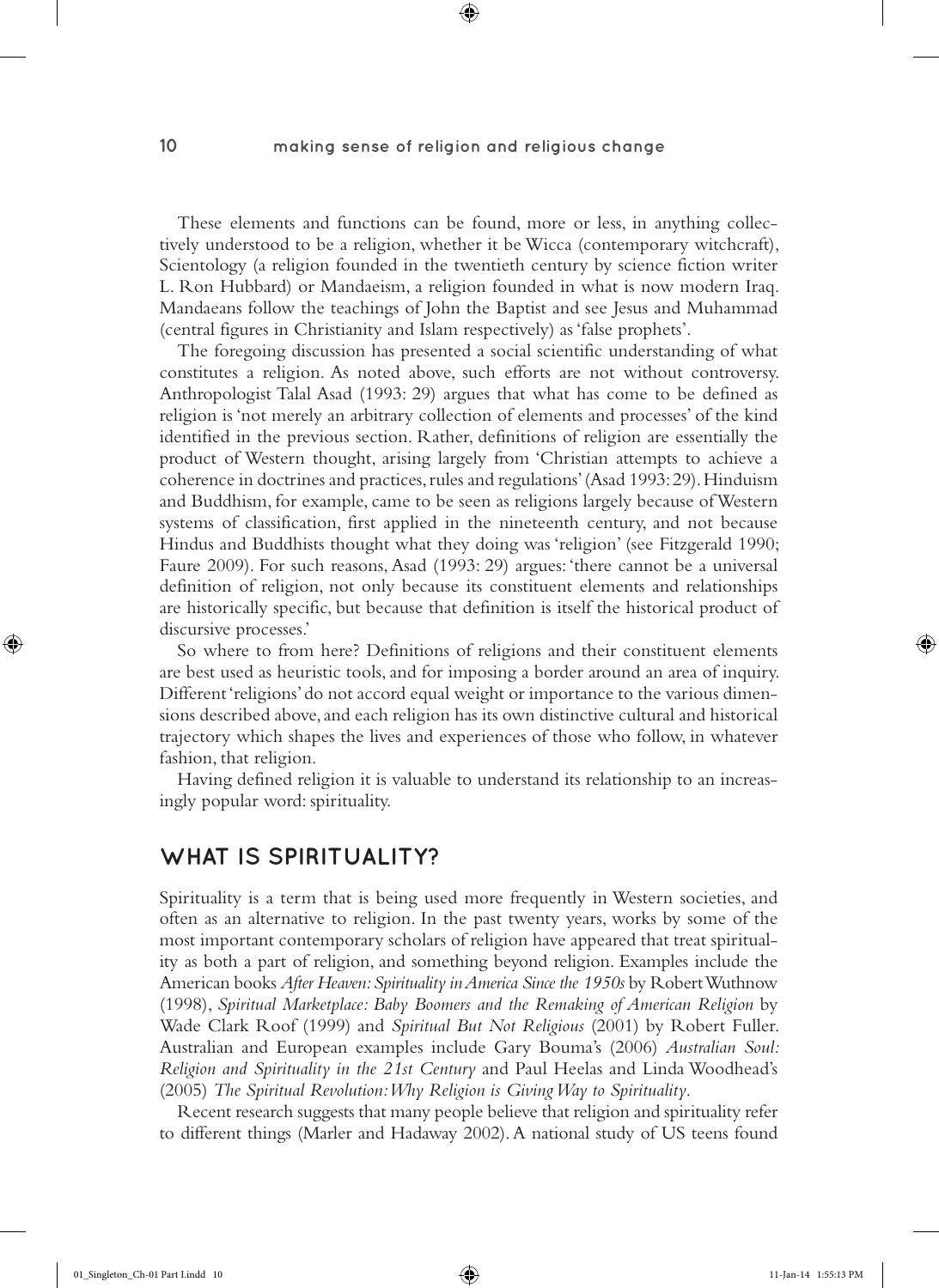These elements and functions can be found, more or less, in anything collectively understood to be a religion, whether it be Wicca (contemporary witchcraft), Scientology (a religion founded in the twentieth century by science fiction writer L. Ron Hubbard) or Mandaeism, a religion founded in what is now modern Iraq. Mandaeans follow the teachings of John the Baptist and see Jesus and Muhammad (central figures in Christianity and Islam respectively) as 'false prophets'.

The foregoing discussion has presented a social scientific understanding of what constitutes a religion. As noted above, such efforts are not without controversy. Anthropologist Talal Asad (1993: 29) argues that what has come to be defined as religion is 'not merely an arbitrary collection of elements and processes' of the kind identified in the previous section. Rather, definitions of religion are essentially the product of Western thought, arising largely from 'Christian attempts to achieve a coherence in doctrines and practices, rules and regulations' (Asad 1993: 29). Hinduism and Buddhism, for example, came to be seen as religions largely because of Western systems of classification, first applied in the nineteenth century, and not because Hindus and Buddhists thought what they doing was 'religion' (see Fitzgerald 1990; Faure 2009). For such reasons, Asad (1993: 29) argues: 'there cannot be a universal definition of religion, not only because its constituent elements and relationships are historically specific, but because that definition is itself the historical product of discursive processes.'

So where to from here? Definitions of religions and their constituent elements are best used as heuristic tools, and for imposing a border around an area of inquiry. Different 'religions' do not accord equal weight or importance to the various dimensions described above, and each religion has its own distinctive cultural and historical trajectory which shapes the lives and experiences of those who follow, in whatever fashion, that religion.

Having defined religion it is valuable to understand its relationship to an increasingly popular word: spirituality.

## WHAT IS SPIRITUALITY?

Spirituality is a term that is being used more frequently in Western societies, and often as an alternative to religion. In the past twenty years, works by some of the most important contemporary scholars of religion have appeared that treat spirituality as both a part of religion, and something beyond religion. Examples include the American books *After Heaven: Spirituality in America Since the 1950s* by Robert Wuthnow (1998), *Spiritual Marketplace: Baby Boomers and the Remaking of American Religion* by Wade Clark Roof (1999) and *Spiritual But Not Religious* (2001) by Robert Fuller. Australian and European examples include Gary Bouma's (2006) *Australian Soul: Religion and Spirituality in the 21st Century* and Paul Heelas and Linda Woodhead's (2005) *The Spiritual Revolution: Why Religion is Giving Way to Spirituality*.

Recent research suggests that many people believe that religion and spirituality refer to different things (Marler and Hadaway 2002). A national study of US teens found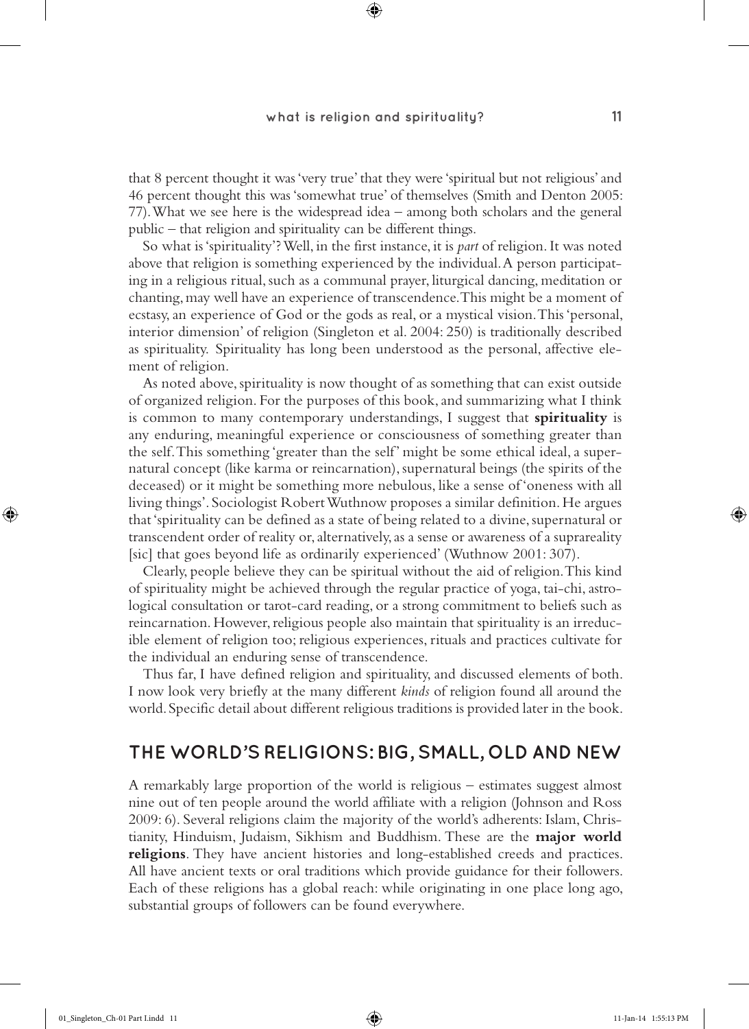that 8 percent thought it was 'very true' that they were 'spiritual but not religious' and 46 percent thought this was 'somewhat true' of themselves (Smith and Denton 2005: 77). What we see here is the widespread idea – among both scholars and the general public – that religion and spirituality can be different things.

So what is 'spirituality'? Well, in the first instance, it is *part* of religion. It was noted above that religion is something experienced by the individual. A person participating in a religious ritual, such as a communal prayer, liturgical dancing, meditation or chanting, may well have an experience of transcendence. This might be a moment of ecstasy, an experience of God or the gods as real, or a mystical vision. This 'personal, interior dimension' of religion (Singleton et al. 2004: 250) is traditionally described as spirituality. Spirituality has long been understood as the personal, affective element of religion.

As noted above, spirituality is now thought of as something that can exist outside of organized religion. For the purposes of this book, and summarizing what I think is common to many contemporary understandings, I suggest that **spirituality** is any enduring, meaningful experience or consciousness of something greater than the self. This something 'greater than the self' might be some ethical ideal, a supernatural concept (like karma or reincarnation), supernatural beings (the spirits of the deceased) or it might be something more nebulous, like a sense of 'oneness with all living things'. Sociologist Robert Wuthnow proposes a similar definition. He argues that 'spirituality can be defined as a state of being related to a divine, supernatural or transcendent order of reality or, alternatively, as a sense or awareness of a suprareality [sic] that goes beyond life as ordinarily experienced' (Wuthnow 2001: 307).

Clearly, people believe they can be spiritual without the aid of religion. This kind of spirituality might be achieved through the regular practice of yoga, tai-chi, astrological consultation or tarot-card reading, or a strong commitment to beliefs such as reincarnation. However, religious people also maintain that spirituality is an irreducible element of religion too; religious experiences, rituals and practices cultivate for the individual an enduring sense of transcendence.

Thus far, I have defined religion and spirituality, and discussed elements of both. I now look very briefly at the many different *kinds* of religion found all around the world. Specific detail about different religious traditions is provided later in the book.

## THE WORLD'S RELIGIONS: BIG, SMALL, OLD AND NEW

A remarkably large proportion of the world is religious – estimates suggest almost nine out of ten people around the world affiliate with a religion (Johnson and Ross 2009: 6). Several religions claim the majority of the world's adherents: Islam, Christianity, Hinduism, Judaism, Sikhism and Buddhism. These are the **major world religions**. They have ancient histories and long-established creeds and practices. All have ancient texts or oral traditions which provide guidance for their followers. Each of these religions has a global reach: while originating in one place long ago, substantial groups of followers can be found everywhere.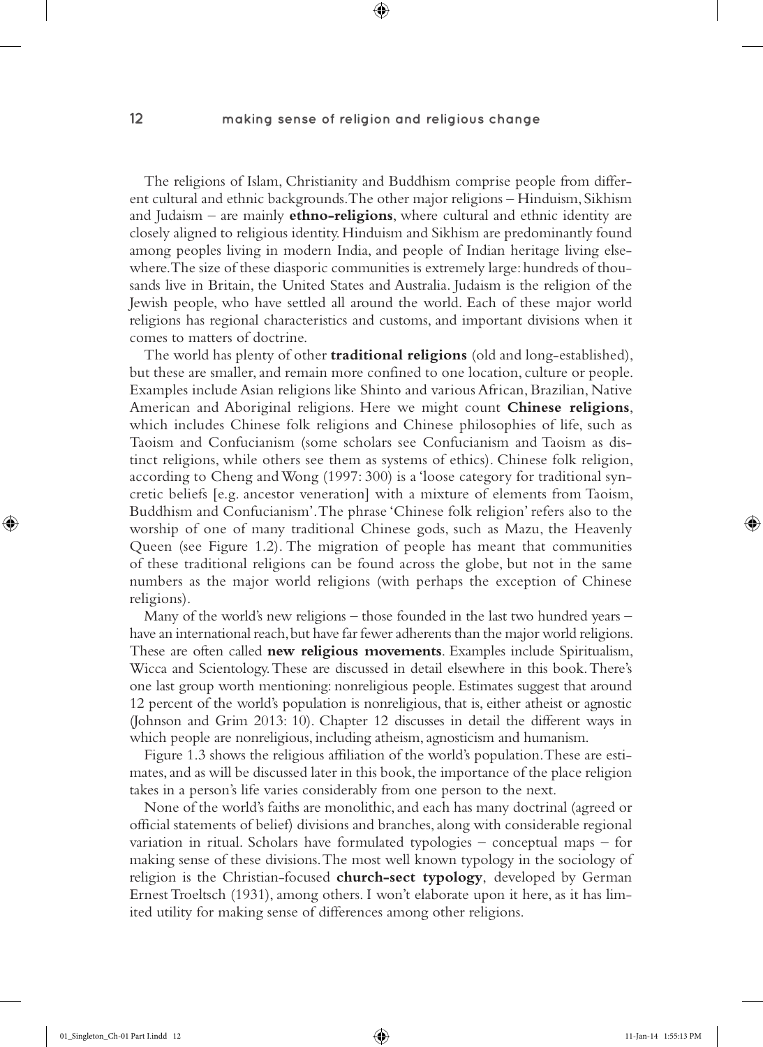The religions of Islam, Christianity and Buddhism comprise people from different cultural and ethnic backgrounds. The other major religions – Hinduism, Sikhism and Judaism – are mainly **ethno-religions**, where cultural and ethnic identity are closely aligned to religious identity. Hinduism and Sikhism are predominantly found among peoples living in modern India, and people of Indian heritage living elsewhere. The size of these diasporic communities is extremely large: hundreds of thousands live in Britain, the United States and Australia. Judaism is the religion of the Jewish people, who have settled all around the world. Each of these major world religions has regional characteristics and customs, and important divisions when it comes to matters of doctrine.

The world has plenty of other **traditional religions** (old and long-established), but these are smaller, and remain more confined to one location, culture or people. Examples include Asian religions like Shinto and various African, Brazilian, Native American and Aboriginal religions. Here we might count **Chinese religions**, which includes Chinese folk religions and Chinese philosophies of life, such as Taoism and Confucianism (some scholars see Confucianism and Taoism as distinct religions, while others see them as systems of ethics). Chinese folk religion, according to Cheng and Wong (1997: 300) is a 'loose category for traditional syncretic beliefs [e.g. ancestor veneration] with a mixture of elements from Taoism, Buddhism and Confucianism'. The phrase 'Chinese folk religion' refers also to the worship of one of many traditional Chinese gods, such as Mazu, the Heavenly Queen (see Figure 1.2). The migration of people has meant that communities of these traditional religions can be found across the globe, but not in the same numbers as the major world religions (with perhaps the exception of Chinese religions).

Many of the world's new religions – those founded in the last two hundred years – have an international reach, but have far fewer adherents than the major world religions. These are often called **new religious movements**. Examples include Spiritualism, Wicca and Scientology. These are discussed in detail elsewhere in this book. There's one last group worth mentioning: nonreligious people. Estimates suggest that around 12 percent of the world's population is nonreligious, that is, either atheist or agnostic (Johnson and Grim 2013: 10). Chapter 12 discusses in detail the different ways in which people are nonreligious, including atheism, agnosticism and humanism.

Figure 1.3 shows the religious affiliation of the world's population. These are estimates, and as will be discussed later in this book, the importance of the place religion takes in a person's life varies considerably from one person to the next.

None of the world's faiths are monolithic, and each has many doctrinal (agreed or official statements of belief) divisions and branches, along with considerable regional variation in ritual. Scholars have formulated typologies – conceptual maps – for making sense of these divisions. The most well known typology in the sociology of religion is the Christian-focused **church-sect typology**, developed by German Ernest Troeltsch (1931), among others. I won't elaborate upon it here, as it has limited utility for making sense of differences among other religions.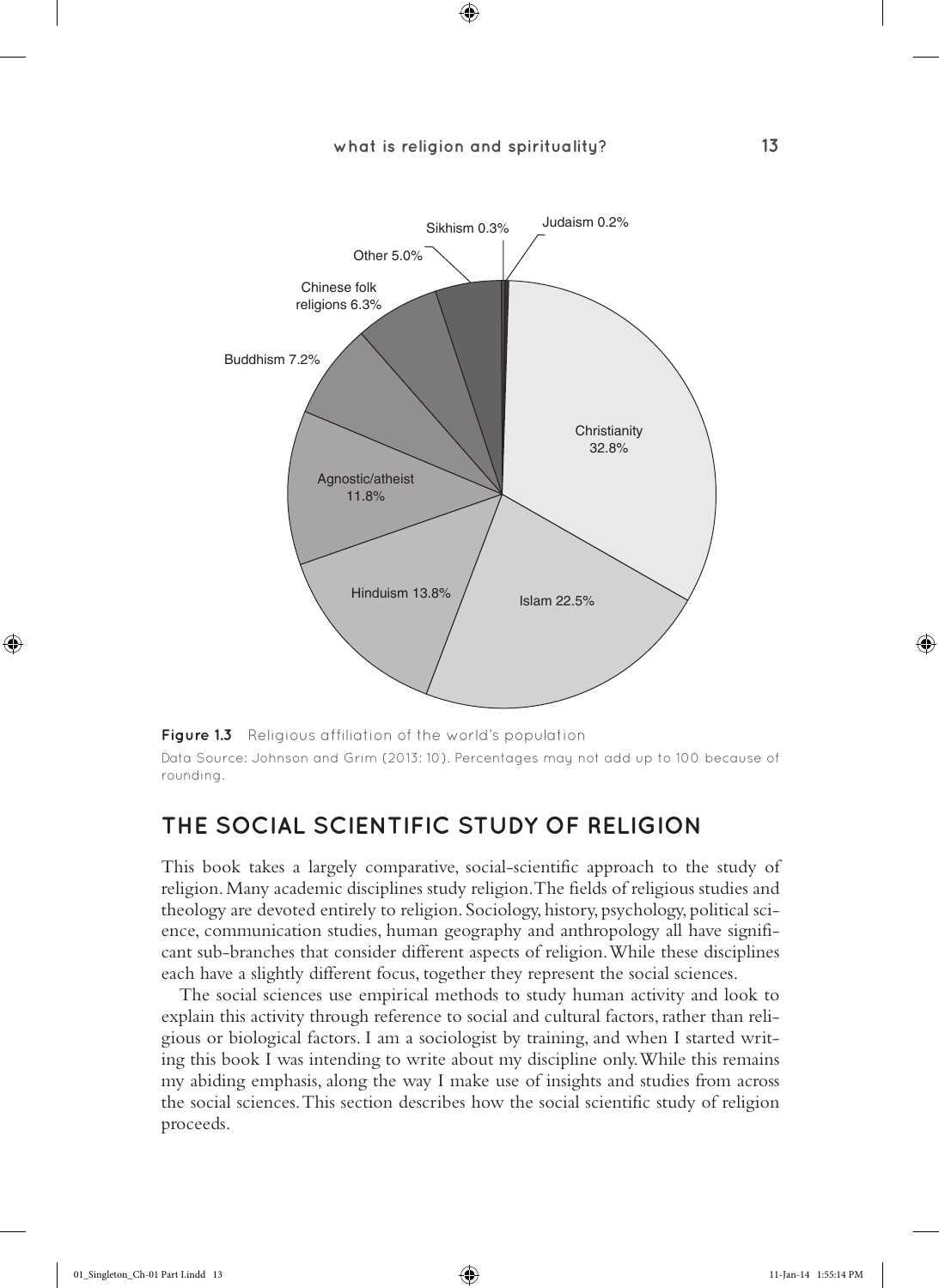Sikhism 0.3%
Judaism 0.2%
Other 5.0%
Chinese folk religions 6.3%
Buddhism 7.2%
Christianity 32.8%
Agnostic/atheist 11.8%
Hinduism 13.8%
Islam 22.5%

**Figure 1.3** Religious affiliation of the world's population

Data Source: Johnson and Grim (2013: 10). Percentages may not add up to 100 because of rounding.

## THE SOCIAL SCIENTIFIC STUDY OF RELIGION

This book takes a largely comparative, social-scientific approach to the study of religion. Many academic disciplines study religion. The fields of religious studies and theology are devoted entirely to religion. Sociology, history, psychology, political science, communication studies, human geography and anthropology all have significant sub-branches that consider different aspects of religion. While these disciplines each have a slightly different focus, together they represent the social sciences.

The social sciences use empirical methods to study human activity and look to explain this activity through reference to social and cultural factors, rather than religious or biological factors. I am a sociologist by training, and when I started writing this book I was intending to write about my discipline only. While this remains my abiding emphasis, along the way I make use of insights and studies from across the social sciences. This section describes how the social scientific study of religion proceeds.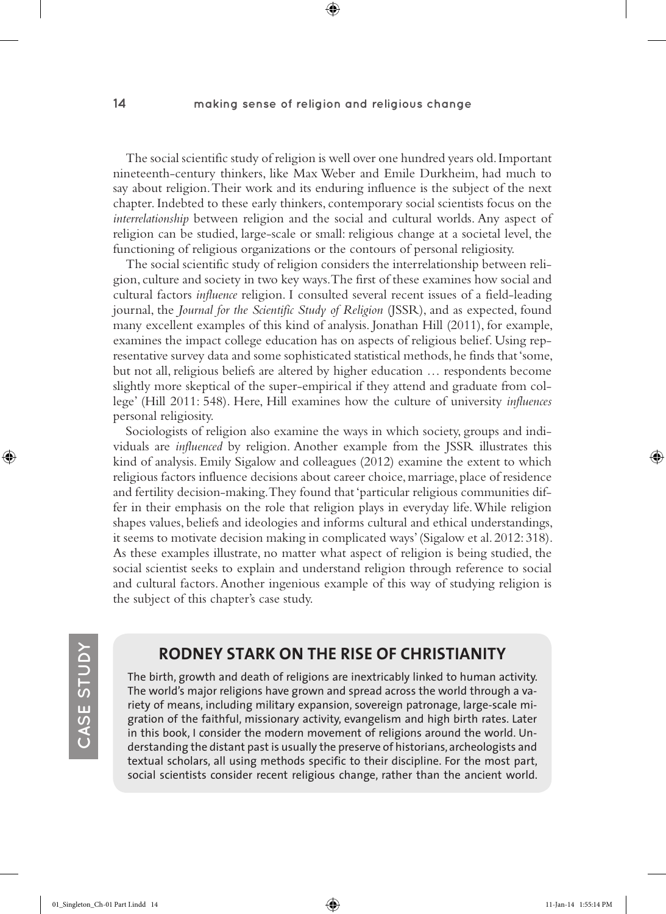The social scientific study of religion is well over one hundred years old. Important nineteenth-century thinkers, like Max Weber and Emile Durkheim, had much to say about religion. Their work and its enduring influence is the subject of the next chapter. Indebted to these early thinkers, contemporary social scientists focus on the *interrelationship* between religion and the social and cultural worlds. Any aspect of religion can be studied, large-scale or small: religious change at a societal level, the functioning of religious organizations or the contours of personal religiosity.

The social scientific study of religion considers the interrelationship between religion, culture and society in two key ways. The first of these examines how social and cultural factors *influence* religion. I consulted several recent issues of a field-leading journal, the *Journal for the Scientific Study of Religion* (JSSR), and as expected, found many excellent examples of this kind of analysis. Jonathan Hill (2011), for example, examines the impact college education has on aspects of religious belief. Using representative survey data and some sophisticated statistical methods, he finds that 'some, but not all, religious beliefs are altered by higher education … respondents become slightly more skeptical of the super-empirical if they attend and graduate from college' (Hill 2011: 548). Here, Hill examines how the culture of university *influences* personal religiosity.

Sociologists of religion also examine the ways in which society, groups and individuals are *influenced* by religion. Another example from the JSSR illustrates this kind of analysis. Emily Sigalow and colleagues (2012) examine the extent to which religious factors influence decisions about career choice, marriage, place of residence and fertility decision-making. They found that 'particular religious communities differ in their emphasis on the role that religion plays in everyday life. While religion shapes values, beliefs and ideologies and informs cultural and ethical understandings, it seems to motivate decision making in complicated ways' (Sigalow et al. 2012: 318). As these examples illustrate, no matter what aspect of religion is being studied, the social scientist seeks to explain and understand religion through reference to social and cultural factors. Another ingenious example of this way of studying religion is the subject of this chapter's case study.

CASE STUDY

## RODNEY STARK ON THE RISE OF CHRISTIANITY

The birth, growth and death of religions are inextricably linked to human activity. The world's major religions have grown and spread across the world through a variety of means, including military expansion, sovereign patronage, large-scale migration of the faithful, missionary activity, evangelism and high birth rates. Later in this book, I consider the modern movement of religions around the world. Understanding the distant past is usually the preserve of historians, archeologists and textual scholars, all using methods specific to their discipline. For the most part, social scientists consider recent religious change, rather than the ancient world.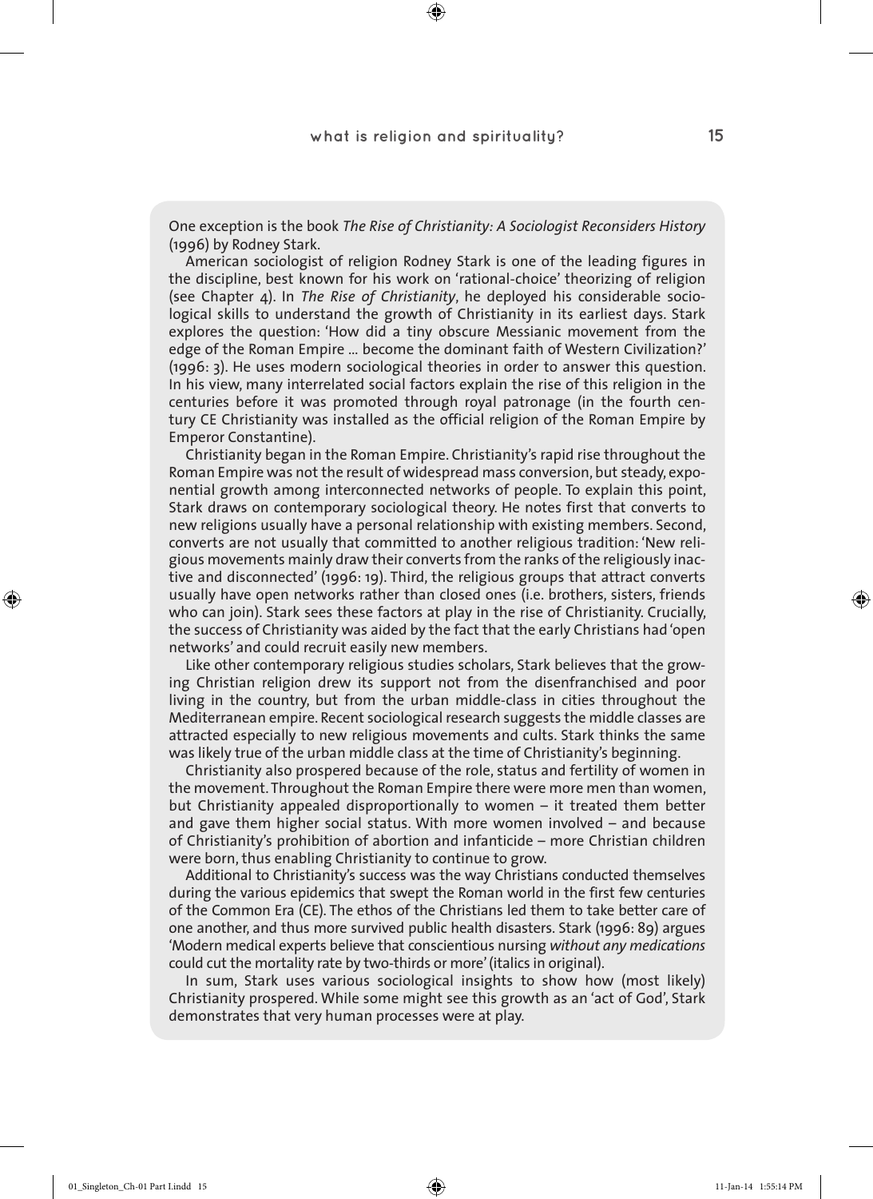One exception is the book *The Rise of Christianity: A Sociologist Reconsiders History* (1996) by Rodney Stark.

American sociologist of religion Rodney Stark is one of the leading figures in the discipline, best known for his work on 'rational-choice' theorizing of religion (see Chapter 4). In *The Rise of Christianity*, he deployed his considerable sociological skills to understand the growth of Christianity in its earliest days. Stark explores the question: 'How did a tiny obscure Messianic movement from the edge of the Roman Empire ... become the dominant faith of Western Civilization?' (1996: 3). He uses modern sociological theories in order to answer this question. In his view, many interrelated social factors explain the rise of this religion in the centuries before it was promoted through royal patronage (in the fourth century CE Christianity was installed as the official religion of the Roman Empire by Emperor Constantine).

Christianity began in the Roman Empire. Christianity's rapid rise throughout the Roman Empire was not the result of widespread mass conversion, but steady, exponential growth among interconnected networks of people. To explain this point, Stark draws on contemporary sociological theory. He notes first that converts to new religions usually have a personal relationship with existing members. Second, converts are not usually that committed to another religious tradition: 'New religious movements mainly draw their converts from the ranks of the religiously inactive and disconnected' (1996: 19). Third, the religious groups that attract converts usually have open networks rather than closed ones (i.e. brothers, sisters, friends who can join). Stark sees these factors at play in the rise of Christianity. Crucially, the success of Christianity was aided by the fact that the early Christians had 'open networks' and could recruit easily new members.

Like other contemporary religious studies scholars, Stark believes that the growing Christian religion drew its support not from the disenfranchised and poor living in the country, but from the urban middle-class in cities throughout the Mediterranean empire. Recent sociological research suggests the middle classes are attracted especially to new religious movements and cults. Stark thinks the same was likely true of the urban middle class at the time of Christianity's beginning.

Christianity also prospered because of the role, status and fertility of women in the movement. Throughout the Roman Empire there were more men than women, but Christianity appealed disproportionally to women – it treated them better and gave them higher social status. With more women involved – and because of Christianity's prohibition of abortion and infanticide – more Christian children were born, thus enabling Christianity to continue to grow.

Additional to Christianity's success was the way Christians conducted themselves during the various epidemics that swept the Roman world in the first few centuries of the Common Era (CE). The ethos of the Christians led them to take better care of one another, and thus more survived public health disasters. Stark (1996: 89) argues 'Modern medical experts believe that conscientious nursing *without any medications* could cut the mortality rate by two-thirds or more' (italics in original).

In sum, Stark uses various sociological insights to show how (most likely) Christianity prospered. While some might see this growth as an 'act of God', Stark demonstrates that very human processes were at play.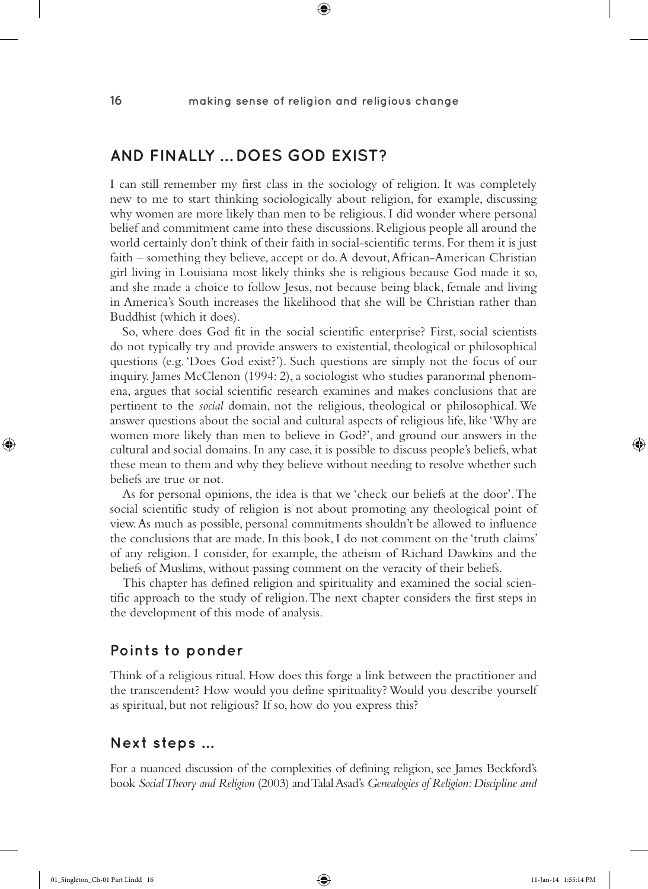## AND FINALLY ... DOES GOD EXIST?

I can still remember my first class in the sociology of religion. It was completely new to me to start thinking sociologically about religion, for example, discussing why women are more likely than men to be religious. I did wonder where personal belief and commitment came into these discussions. Religious people all around the world certainly don't think of their faith in social-scientific terms. For them it is just faith – something they believe, accept or do. A devout, African-American Christian girl living in Louisiana most likely thinks she is religious because God made it so, and she made a choice to follow Jesus, not because being black, female and living in America's South increases the likelihood that she will be Christian rather than Buddhist (which it does).

So, where does God fit in the social scientific enterprise? First, social scientists do not typically try and provide answers to existential, theological or philosophical questions (e.g. 'Does God exist?'). Such questions are simply not the focus of our inquiry. James McClenon (1994: 2), a sociologist who studies paranormal phenomena, argues that social scientific research examines and makes conclusions that are pertinent to the *social* domain, not the religious, theological or philosophical. We answer questions about the social and cultural aspects of religious life, like 'Why are women more likely than men to believe in God?', and ground our answers in the cultural and social domains. In any case, it is possible to discuss people's beliefs, what these mean to them and why they believe without needing to resolve whether such beliefs are true or not.

As for personal opinions, the idea is that we 'check our beliefs at the door'. The social scientific study of religion is not about promoting any theological point of view. As much as possible, personal commitments shouldn't be allowed to influence the conclusions that are made. In this book, I do not comment on the 'truth claims' of any religion. I consider, for example, the atheism of Richard Dawkins and the beliefs of Muslims, without passing comment on the veracity of their beliefs.

This chapter has defined religion and spirituality and examined the social scientific approach to the study of religion. The next chapter considers the first steps in the development of this mode of analysis.

### Points to ponder

Think of a religious ritual. How does this forge a link between the practitioner and the transcendent? How would you define spirituality? Would you describe yourself as spiritual, but not religious? If so, how do you express this?

### Next steps ...

For a nuanced discussion of the complexities of defining religion, see James Beckford's book *Social Theory and Religion* (2003) and Talal Asad's *Genealogies of Religion: Discipline and*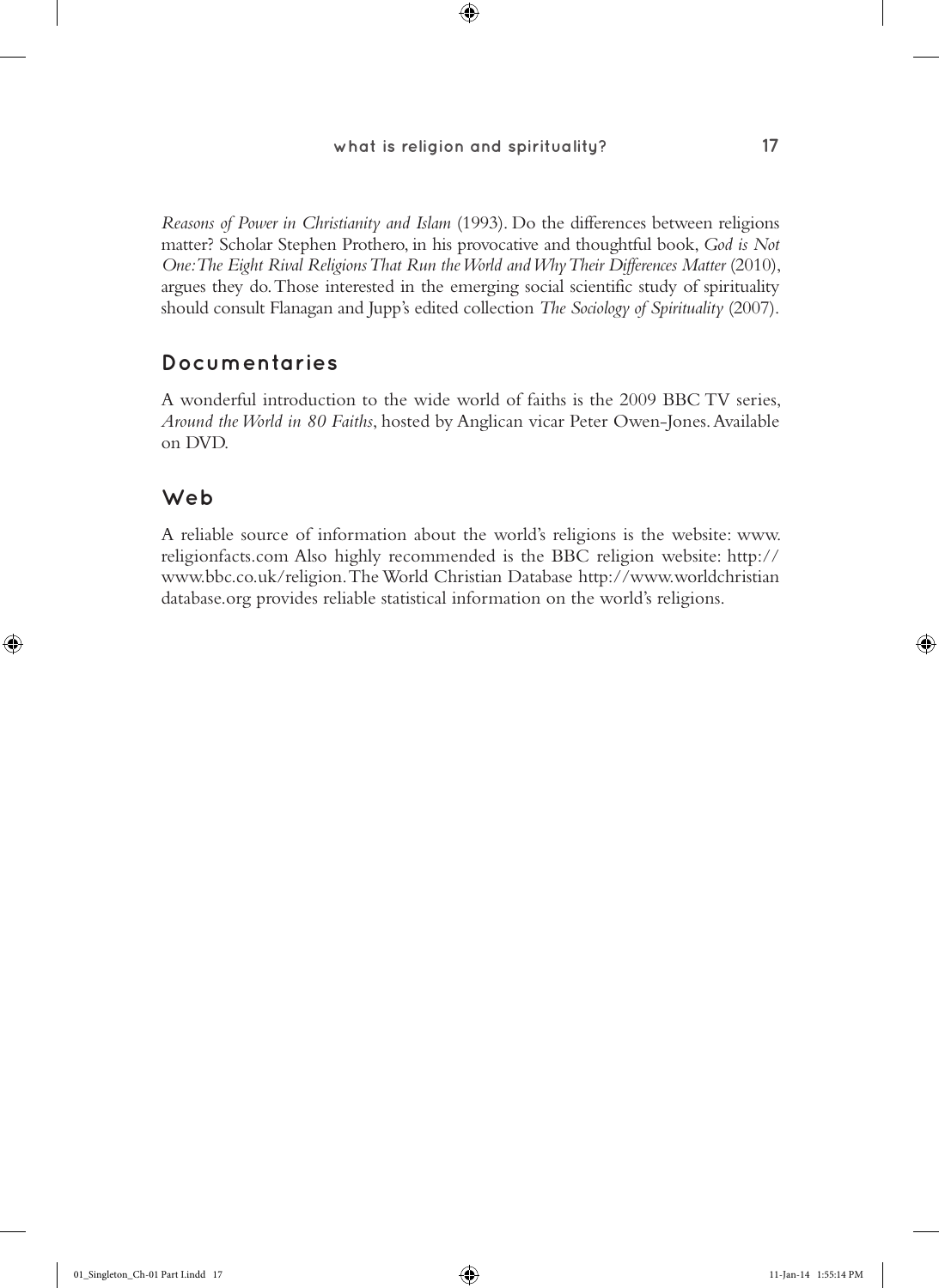*Reasons of Power in Christianity and Islam* (1993). Do the differences between religions matter? Scholar Stephen Prothero, in his provocative and thoughtful book, *God is Not One: The Eight Rival Religions That Run the World and Why Their Differences Matter* (2010), argues they do. Those interested in the emerging social scientific study of spirituality should consult Flanagan and Jupp's edited collection *The Sociology of Spirituality* (2007).

## Documentaries

A wonderful introduction to the wide world of faiths is the 2009 BBC TV series, *Around the World in 80 Faiths*, hosted by Anglican vicar Peter Owen-Jones. Available on DVD.

## Web

A reliable source of information about the world's religions is the website: www.religionfacts.com Also highly recommended is the BBC religion website: http://www.bbc.co.uk/religion. The World Christian Database http://www.worldchristiandatabase.org provides reliable statistical information on the world's religions.